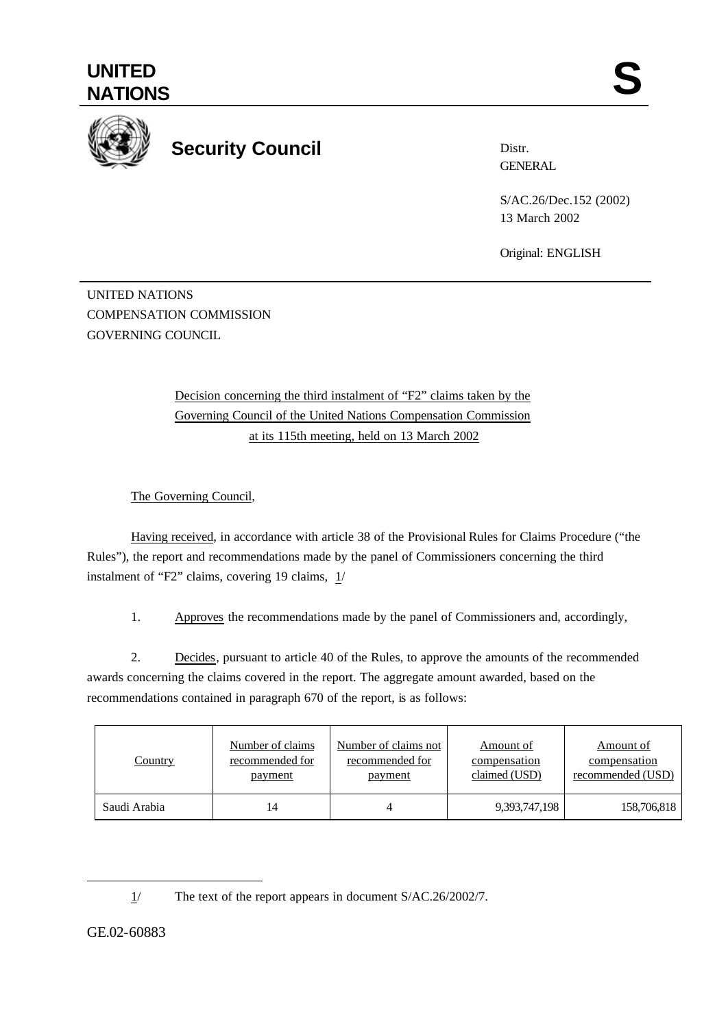# UNITED NATIONS

# S

## Security Council

Distr.
GENERAL

S/AC.26/Dec.152 (2002)
13 March 2002

Original: ENGLISH

UNITED NATIONS
COMPENSATION COMMISSION
GOVERNING COUNCIL

Decision concerning the third instalment of "F2" claims taken by the Governing Council of the United Nations Compensation Commission at its 115th meeting, held on 13 March 2002

The Governing Council,

Having received, in accordance with article 38 of the Provisional Rules for Claims Procedure ("the Rules"), the report and recommendations made by the panel of Commissioners concerning the third instalment of "F2" claims, covering 19 claims, 1/

1. Approves the recommendations made by the panel of Commissioners and, accordingly,

2. Decides, pursuant to article 40 of the Rules, to approve the amounts of the recommended awards concerning the claims covered in the report. The aggregate amount awarded, based on the recommendations contained in paragraph 670 of the report, is as follows:

| Country | Number of claims recommended for payment | Number of claims not recommended for payment | Amount of compensation claimed (USD) | Amount of compensation recommended (USD) |
|---|---|---|---|---|
| Saudi Arabia | 14 | 4 | 9,393,747,198 | 158,706,818 |

1/ The text of the report appears in document S/AC.26/2002/7.

GE.02-60883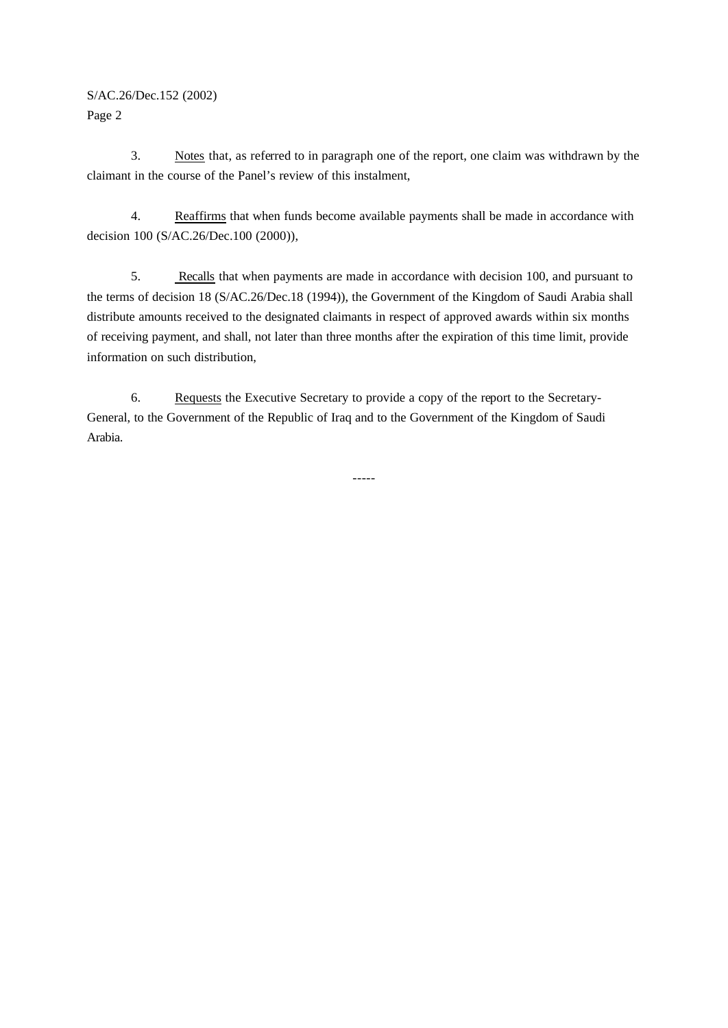3. Notes that, as referred to in paragraph one of the report, one claim was withdrawn by the claimant in the course of the Panel's review of this instalment,

4. Reaffirms that when funds become available payments shall be made in accordance with decision 100 (S/AC.26/Dec.100 (2000)),

5. Recalls that when payments are made in accordance with decision 100, and pursuant to the terms of decision 18 (S/AC.26/Dec.18 (1994)), the Government of the Kingdom of Saudi Arabia shall distribute amounts received to the designated claimants in respect of approved awards within six months of receiving payment, and shall, not later than three months after the expiration of this time limit, provide information on such distribution,

6. Requests the Executive Secretary to provide a copy of the report to the Secretary-General, to the Government of the Republic of Iraq and to the Government of the Kingdom of Saudi Arabia.

-----